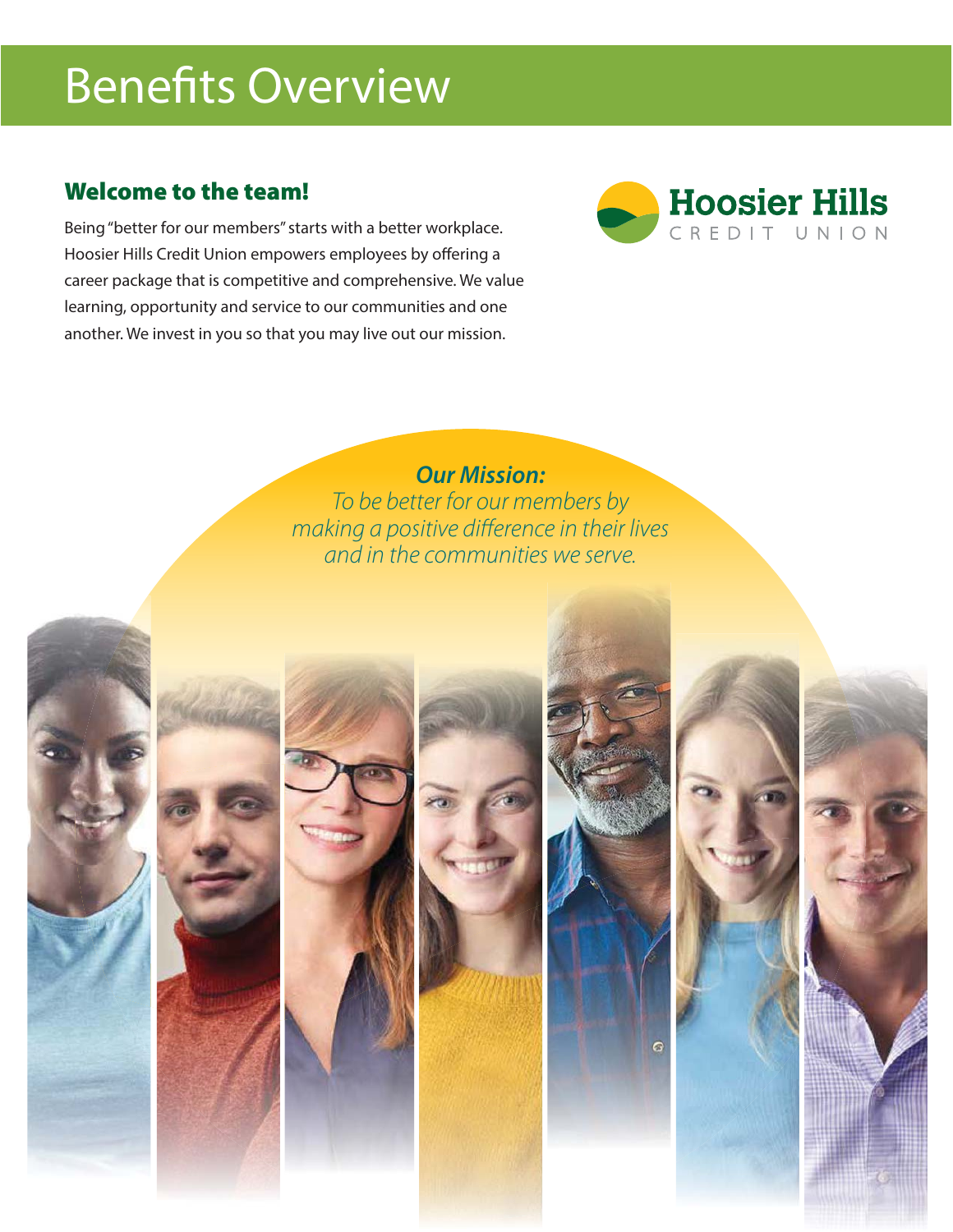# Benefits Overview

Hoosier Hills
CREDIT UNION

## Welcome to the team!

Being "better for our members" starts with a better workplace. Hoosier Hills Credit Union empowers employees by offering a career package that is competitive and comprehensive. We value learning, opportunity and service to our communities and one another. We invest in you so that you may live out our mission.

***Our Mission:***

*To be better for our members by making a positive difference in their lives and in the communities we serve.*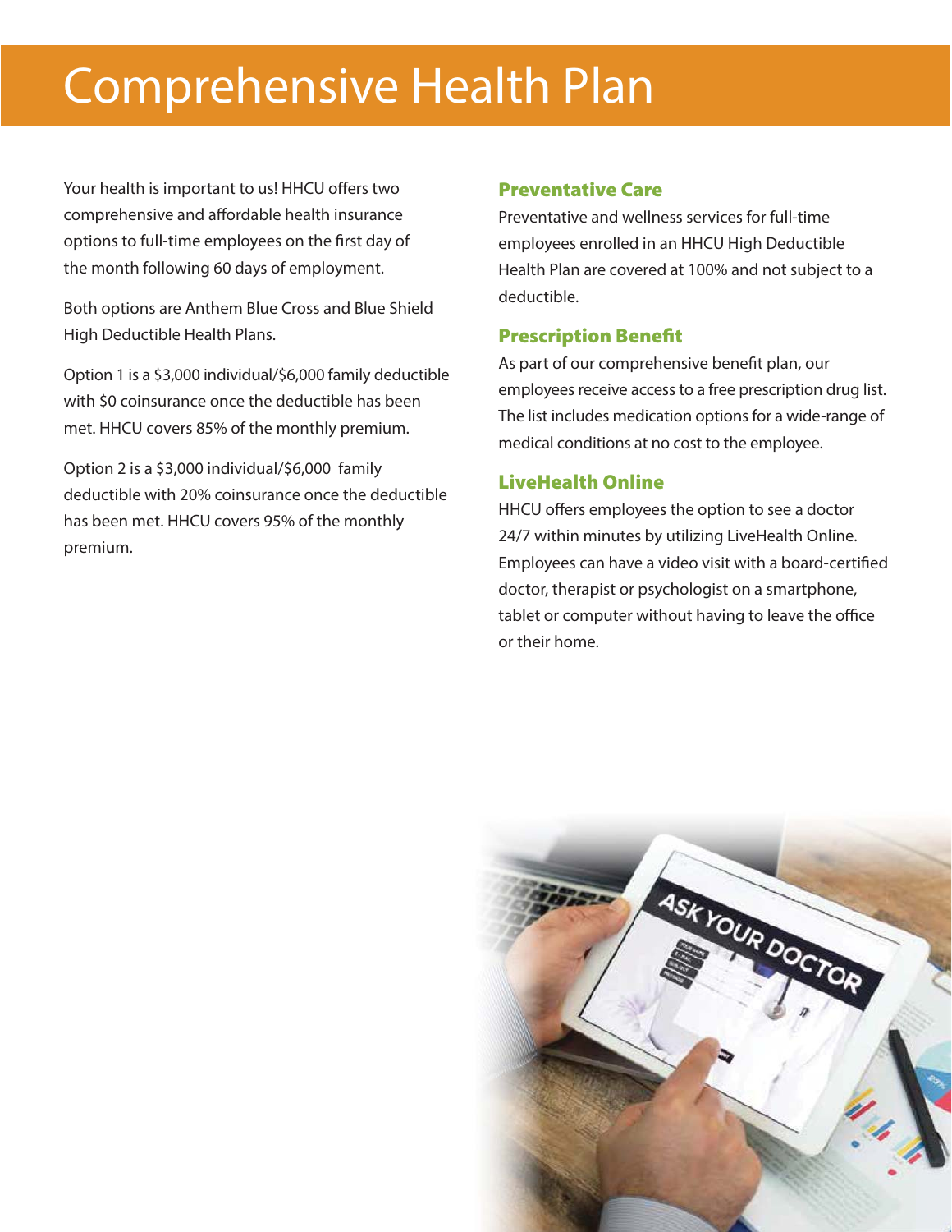# Comprehensive Health Plan

Your health is important to us! HHCU offers two comprehensive and affordable health insurance options to full-time employees on the first day of the month following 60 days of employment.

Both options are Anthem Blue Cross and Blue Shield High Deductible Health Plans.

Option 1 is a $3,000 individual/$6,000 family deductible with $0 coinsurance once the deductible has been met. HHCU covers 85% of the monthly premium.

Option 2 is a $3,000 individual/$6,000 family deductible with 20% coinsurance once the deductible has been met. HHCU covers 95% of the monthly premium.

## Preventative Care

Preventative and wellness services for full-time employees enrolled in an HHCU High Deductible Health Plan are covered at 100% and not subject to a deductible.

## Prescription Benefit

As part of our comprehensive benefit plan, our employees receive access to a free prescription drug list. The list includes medication options for a wide-range of medical conditions at no cost to the employee.

## LiveHealth Online

HHCU offers employees the option to see a doctor 24/7 within minutes by utilizing LiveHealth Online. Employees can have a video visit with a board-certified doctor, therapist or psychologist on a smartphone, tablet or computer without having to leave the office or their home.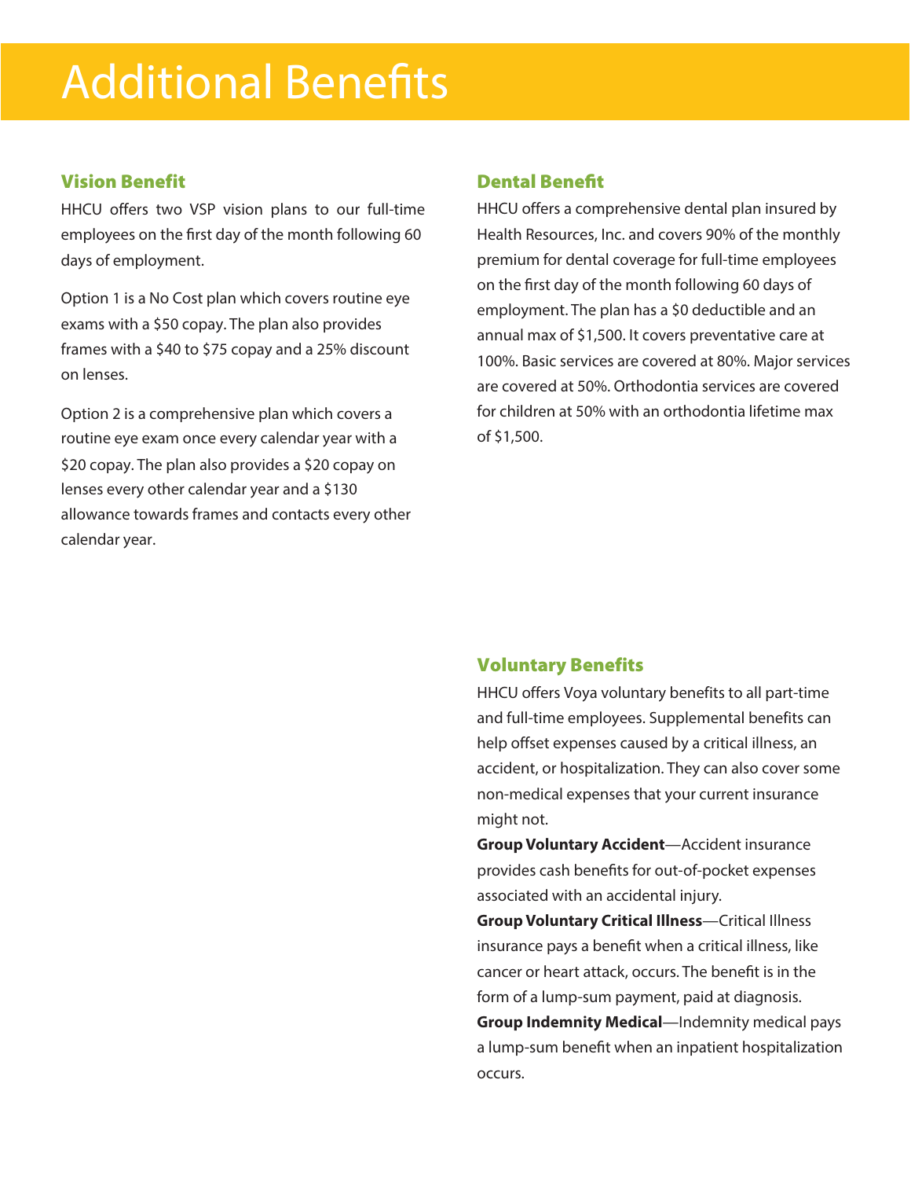# Additional Benefits

## Vision Benefit

HHCU offers two VSP vision plans to our full-time employees on the first day of the month following 60 days of employment.

Option 1 is a No Cost plan which covers routine eye exams with a $50 copay. The plan also provides frames with a $40 to $75 copay and a 25% discount on lenses.

Option 2 is a comprehensive plan which covers a routine eye exam once every calendar year with a $20 copay. The plan also provides a $20 copay on lenses every other calendar year and a $130 allowance towards frames and contacts every other calendar year.

## Dental Benefit

HHCU offers a comprehensive dental plan insured by Health Resources, Inc. and covers 90% of the monthly premium for dental coverage for full-time employees on the first day of the month following 60 days of employment. The plan has a $0 deductible and an annual max of $1,500. It covers preventative care at 100%. Basic services are covered at 80%. Major services are covered at 50%. Orthodontia services are covered for children at 50% with an orthodontia lifetime max of $1,500.

## Voluntary Benefits

HHCU offers Voya voluntary benefits to all part-time and full-time employees. Supplemental benefits can help offset expenses caused by a critical illness, an accident, or hospitalization. They can also cover some non-medical expenses that your current insurance might not.

**Group Voluntary Accident**—Accident insurance provides cash benefits for out-of-pocket expenses associated with an accidental injury.

**Group Voluntary Critical Illness**—Critical Illness insurance pays a benefit when a critical illness, like cancer or heart attack, occurs. The benefit is in the form of a lump-sum payment, paid at diagnosis.

**Group Indemnity Medical**—Indemnity medical pays a lump-sum benefit when an inpatient hospitalization occurs.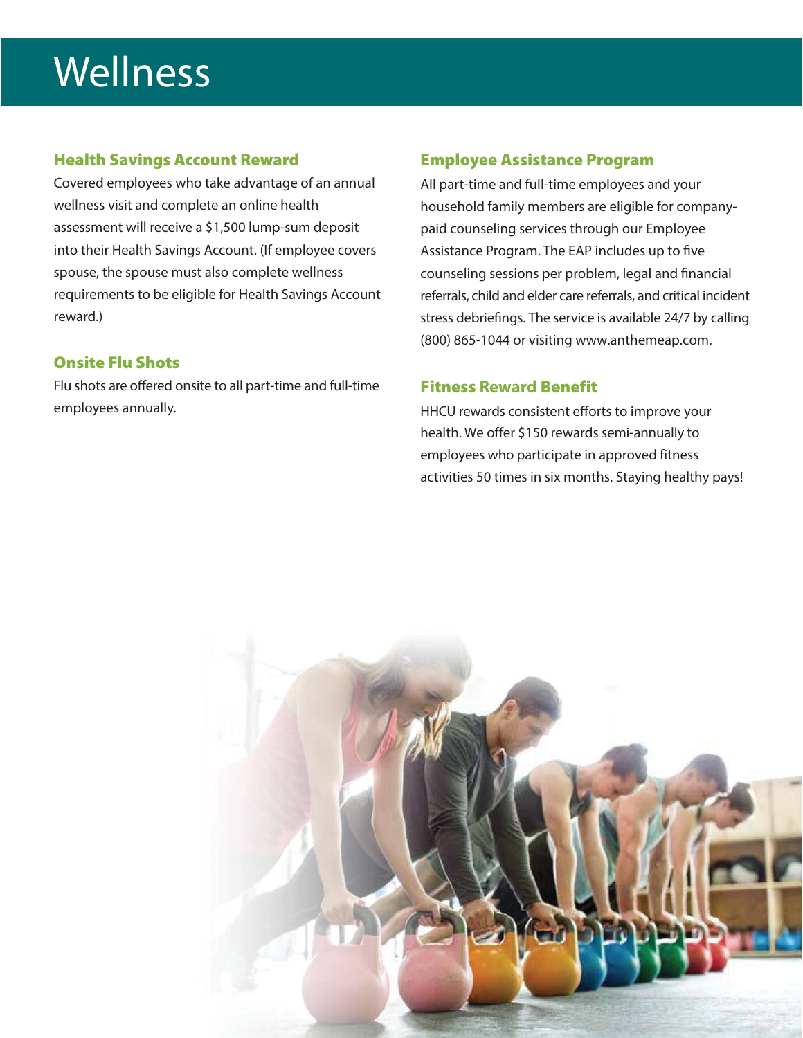# Wellness

## Health Savings Account Reward

Covered employees who take advantage of an annual wellness visit and complete an online health assessment will receive a $1,500 lump-sum deposit into their Health Savings Account. (If employee covers spouse, the spouse must also complete wellness requirements to be eligible for Health Savings Account reward.)

## Onsite Flu Shots

Flu shots are offered onsite to all part-time and full-time employees annually.

## Employee Assistance Program

All part-time and full-time employees and your household family members are eligible for company-paid counseling services through our Employee Assistance Program. The EAP includes up to five counseling sessions per problem, legal and financial referrals, child and elder care referrals, and critical incident stress debriefings. The service is available 24/7 by calling (800) 865-1044 or visiting www.anthemeap.com.

## Fitness Reward Benefit

HHCU rewards consistent efforts to improve your health. We offer $150 rewards semi-annually to employees who participate in approved fitness activities 50 times in six months. Staying healthy pays!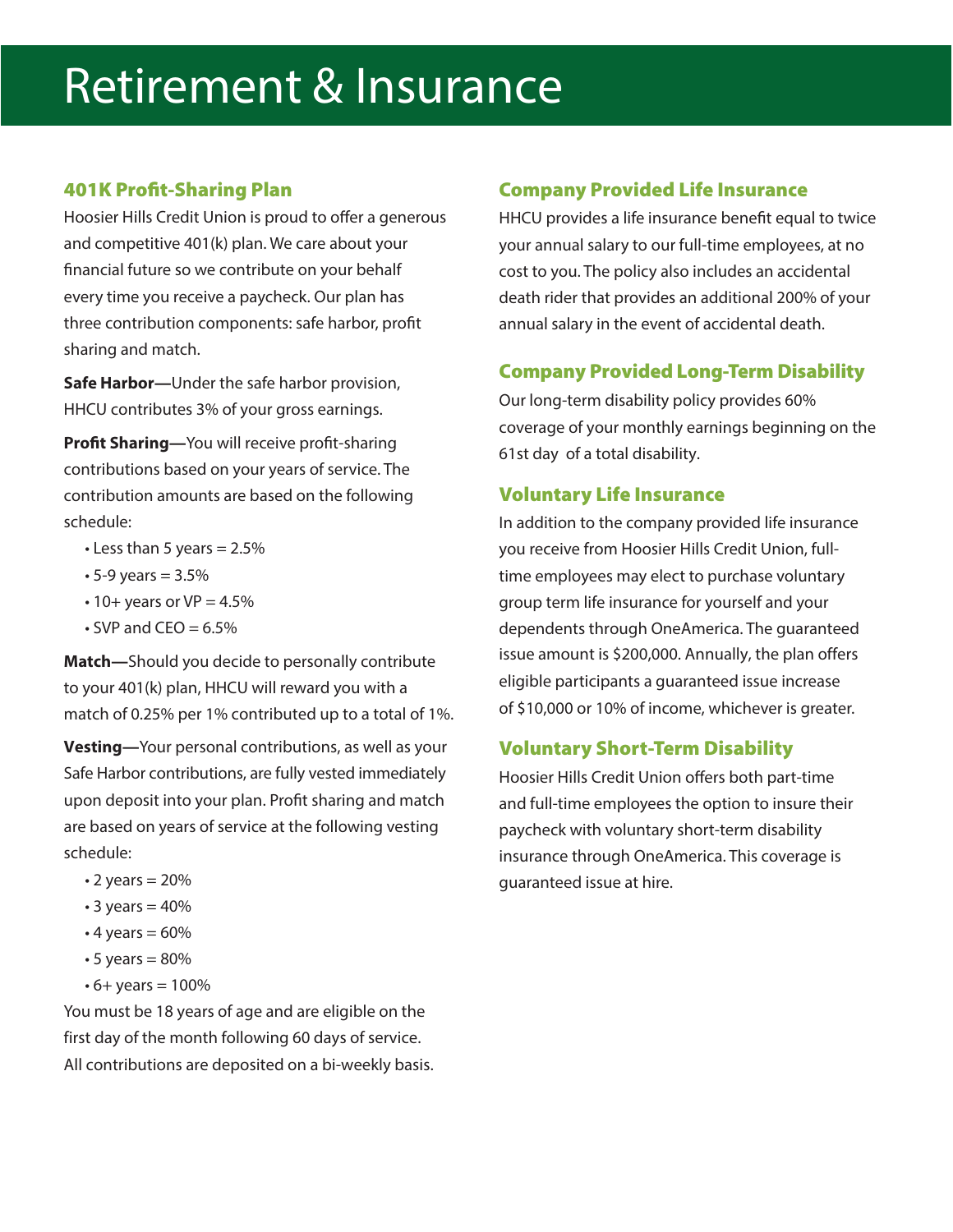# Retirement & Insurance

## 401K Profit-Sharing Plan

Hoosier Hills Credit Union is proud to offer a generous and competitive 401(k) plan. We care about your financial future so we contribute on your behalf every time you receive a paycheck. Our plan has three contribution components: safe harbor, profit sharing and match.

**Safe Harbor—**Under the safe harbor provision, HHCU contributes 3% of your gross earnings.

**Profit Sharing—**You will receive profit-sharing contributions based on your years of service. The contribution amounts are based on the following schedule:

- Less than 5 years = 2.5%
- 5-9 years = 3.5%
- 10+ years or VP = 4.5%
- SVP and CEO = 6.5%

**Match—**Should you decide to personally contribute to your 401(k) plan, HHCU will reward you with a match of 0.25% per 1% contributed up to a total of 1%.

**Vesting—**Your personal contributions, as well as your Safe Harbor contributions, are fully vested immediately upon deposit into your plan. Profit sharing and match are based on years of service at the following vesting schedule:

- 2 years = 20%
- 3 years = 40%
- 4 years = 60%
- 5 years = 80%
- 6+ years = 100%

You must be 18 years of age and are eligible on the first day of the month following 60 days of service. All contributions are deposited on a bi-weekly basis.

## Company Provided Life Insurance

HHCU provides a life insurance benefit equal to twice your annual salary to our full-time employees, at no cost to you. The policy also includes an accidental death rider that provides an additional 200% of your annual salary in the event of accidental death.

## Company Provided Long-Term Disability

Our long-term disability policy provides 60% coverage of your monthly earnings beginning on the 61st day of a total disability.

## Voluntary Life Insurance

In addition to the company provided life insurance you receive from Hoosier Hills Credit Union, full-time employees may elect to purchase voluntary group term life insurance for yourself and your dependents through OneAmerica. The guaranteed issue amount is $200,000. Annually, the plan offers eligible participants a guaranteed issue increase of $10,000 or 10% of income, whichever is greater.

## Voluntary Short-Term Disability

Hoosier Hills Credit Union offers both part-time and full-time employees the option to insure their paycheck with voluntary short-term disability insurance through OneAmerica. This coverage is guaranteed issue at hire.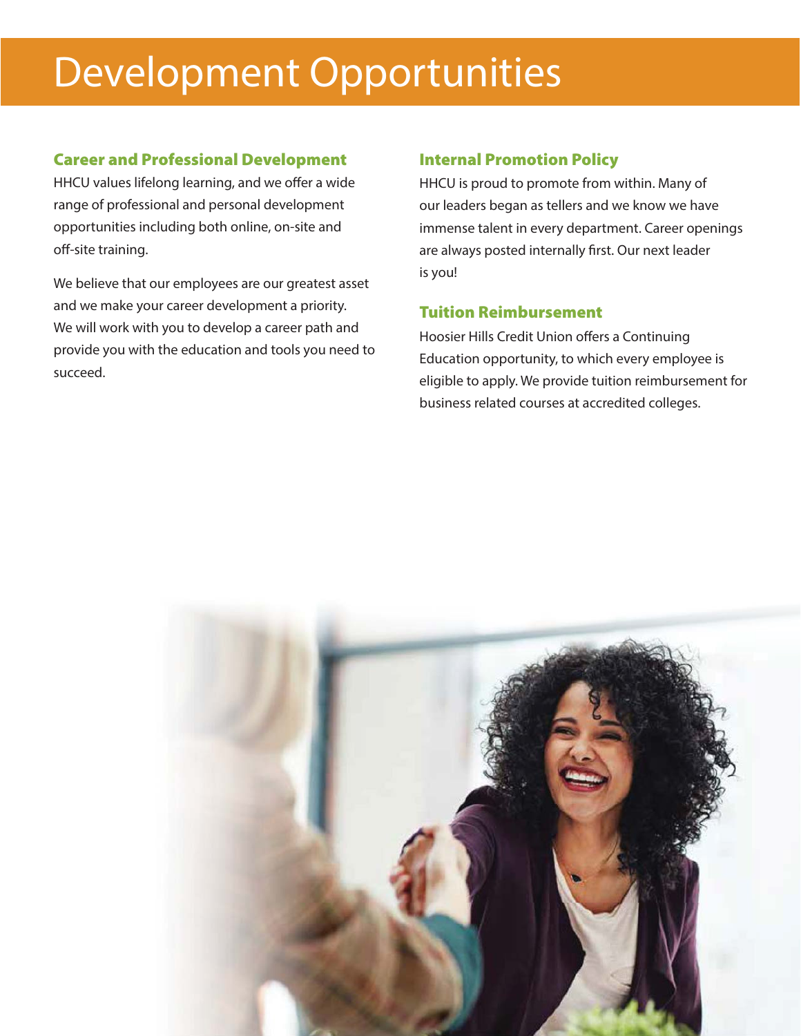# Development Opportunities

## Career and Professional Development

HHCU values lifelong learning, and we offer a wide range of professional and personal development opportunities including both online, on-site and off-site training.

We believe that our employees are our greatest asset and we make your career development a priority. We will work with you to develop a career path and provide you with the education and tools you need to succeed.

## Internal Promotion Policy

HHCU is proud to promote from within. Many of our leaders began as tellers and we know we have immense talent in every department. Career openings are always posted internally first. Our next leader is you!

## Tuition Reimbursement

Hoosier Hills Credit Union offers a Continuing Education opportunity, to which every employee is eligible to apply. We provide tuition reimbursement for business related courses at accredited colleges.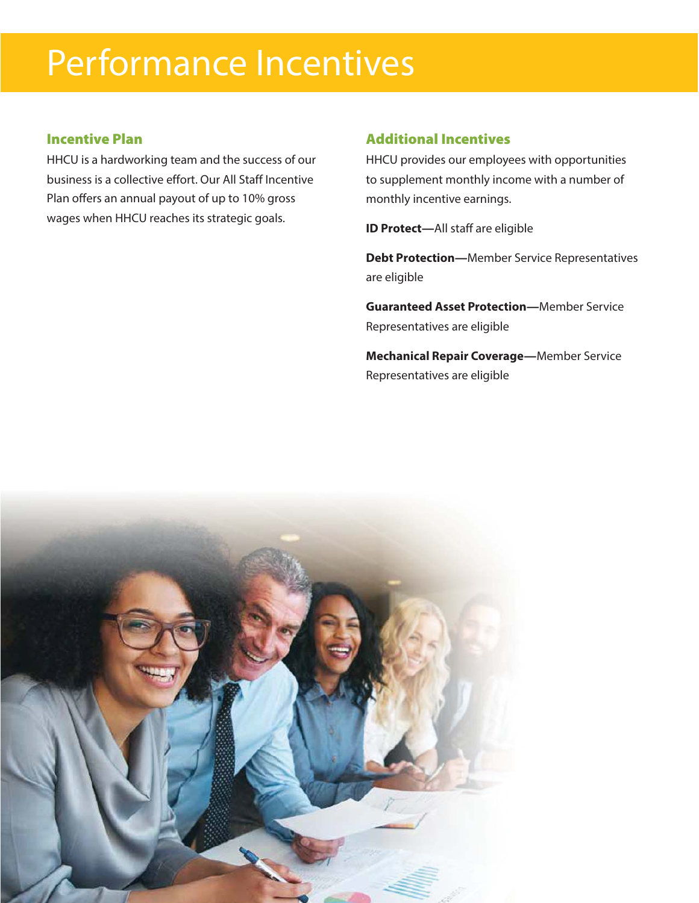# Performance Incentives

## Incentive Plan

HHCU is a hardworking team and the success of our business is a collective effort. Our All Staff Incentive Plan offers an annual payout of up to 10% gross wages when HHCU reaches its strategic goals.

## Additional Incentives

HHCU provides our employees with opportunities to supplement monthly income with a number of monthly incentive earnings.

**ID Protect—**All staff are eligible

**Debt Protection—**Member Service Representatives are eligible

**Guaranteed Asset Protection—**Member Service Representatives are eligible

**Mechanical Repair Coverage—**Member Service Representatives are eligible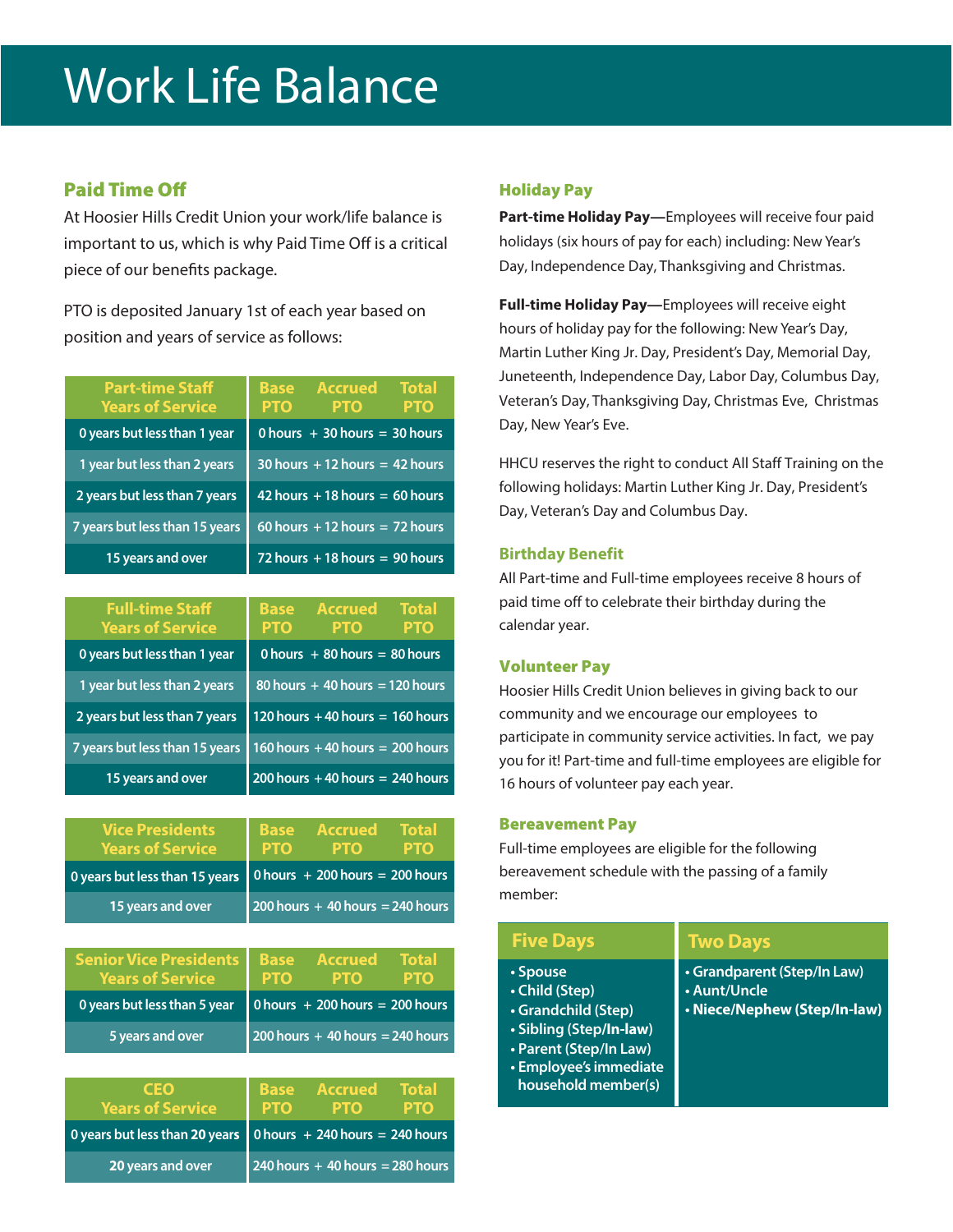# Work Life Balance

## Paid Time Off

At Hoosier Hills Credit Union your work/life balance is important to us, which is why Paid Time Off is a critical piece of our benefits package.

PTO is deposited January 1st of each year based on position and years of service as follows:

| Part-time Staff Years of Service | Base PTO | | Accrued PTO | | Total PTO |
|---|---|---|---|---|---|
| 0 years but less than 1 year | 0 hours | + | 30 hours | = | 30 hours |
| 1 year but less than 2 years | 30 hours | + | 12 hours | = | 42 hours |
| 2 years but less than 7 years | 42 hours | + | 18 hours | = | 60 hours |
| 7 years but less than 15 years | 60 hours | + | 12 hours | = | 72 hours |
| 15 years and over | 72 hours | + | 18 hours | = | 90 hours |

| Full-time Staff Years of Service | Base PTO | | Accrued PTO | | Total PTO |
|---|---|---|---|---|---|
| 0 years but less than 1 year | 0 hours | + | 80 hours | = | 80 hours |
| 1 year but less than 2 years | 80 hours | + | 40 hours | = | 120 hours |
| 2 years but less than 7 years | 120 hours | + | 40 hours | = | 160 hours |
| 7 years but less than 15 years | 160 hours | + | 40 hours | = | 200 hours |
| 15 years and over | 200 hours | + | 40 hours | = | 240 hours |

| Vice Presidents Years of Service | Base PTO | | Accrued PTO | | Total PTO |
|---|---|---|---|---|---|
| 0 years but less than 15 years | 0 hours | + | 200 hours | = | 200 hours |
| 15 years and over | 200 hours | + | 40 hours | = | 240 hours |

| Senior Vice Presidents Years of Service | Base PTO | | Accrued PTO | | Total PTO |
|---|---|---|---|---|---|
| 0 years but less than 5 year | 0 hours | + | 200 hours | = | 200 hours |
| 5 years and over | 200 hours | + | 40 hours | = | 240 hours |

| CEO Years of Service | Base PTO | | Accrued PTO | | Total PTO |
|---|---|---|---|---|---|
| 0 years but less than 20 years | 0 hours | + | 240 hours | = | 240 hours |
| 20 years and over | 240 hours | + | 40 hours | = | 280 hours |

## Holiday Pay

**Part-time Holiday Pay—**Employees will receive four paid holidays (six hours of pay for each) including: New Year's Day, Independence Day, Thanksgiving and Christmas.

**Full-time Holiday Pay—**Employees will receive eight hours of holiday pay for the following: New Year's Day, Martin Luther King Jr. Day, President's Day, Memorial Day, Juneteenth, Independence Day, Labor Day, Columbus Day, Veteran's Day, Thanksgiving Day, Christmas Eve, Christmas Day, New Year's Eve.

HHCU reserves the right to conduct All Staff Training on the following holidays: Martin Luther King Jr. Day, President's Day, Veteran's Day and Columbus Day.

## Birthday Benefit

All Part-time and Full-time employees receive 8 hours of paid time off to celebrate their birthday during the calendar year.

## Volunteer Pay

Hoosier Hills Credit Union believes in giving back to our community and we encourage our employees to participate in community service activities. In fact, we pay you for it! Part-time and full-time employees are eligible for 16 hours of volunteer pay each year.

## Bereavement Pay

Full-time employees are eligible for the following bereavement schedule with the passing of a family member:

| Five Days | Two Days |
|---|---|
| • Spouse<br>• Child (Step)<br>• Grandchild (Step)<br>• Sibling (Step/In-law)<br>• Parent (Step/In Law)<br>• Employee's immediate household member(s) | • Grandparent (Step/In Law)<br>• Aunt/Uncle<br>• Niece/Nephew (Step/In-law) |